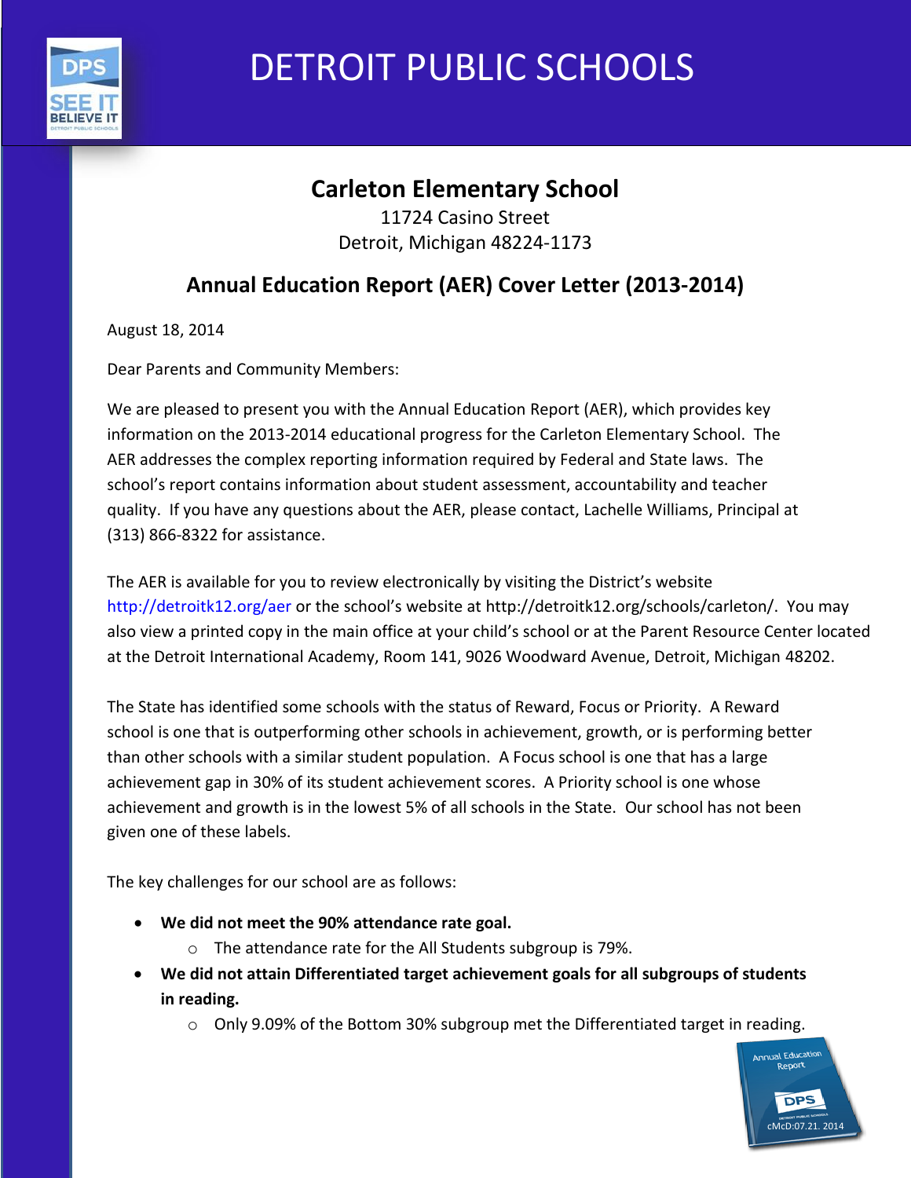# DETROIT PUBLIC SCHOOLS

## Carleton Elementary School

11724 Casino Street
Detroit, Michigan 48224-1173

## Annual Education Report (AER) Cover Letter (2013-2014)

August 18, 2014

Dear Parents and Community Members:

We are pleased to present you with the Annual Education Report (AER), which provides key information on the 2013-2014 educational progress for the Carleton Elementary School. The AER addresses the complex reporting information required by Federal and State laws. The school's report contains information about student assessment, accountability and teacher quality. If you have any questions about the AER, please contact, Lachelle Williams, Principal at (313) 866-8322 for assistance.

The AER is available for you to review electronically by visiting the District's website http://detroitk12.org/aer or the school's website at http://detroitk12.org/schools/carleton/. You may also view a printed copy in the main office at your child's school or at the Parent Resource Center located at the Detroit International Academy, Room 141, 9026 Woodward Avenue, Detroit, Michigan 48202.

The State has identified some schools with the status of Reward, Focus or Priority. A Reward school is one that is outperforming other schools in achievement, growth, or is performing better than other schools with a similar student population. A Focus school is one that has a large achievement gap in 30% of its student achievement scores. A Priority school is one whose achievement and growth is in the lowest 5% of all schools in the State. Our school has not been given one of these labels.

The key challenges for our school are as follows:

- **We did not meet the 90% attendance rate goal.**
  - The attendance rate for the All Students subgroup is 79%.
- **We did not attain Differentiated target achievement goals for all subgroups of students in reading.**
  - Only 9.09% of the Bottom 30% subgroup met the Differentiated target in reading.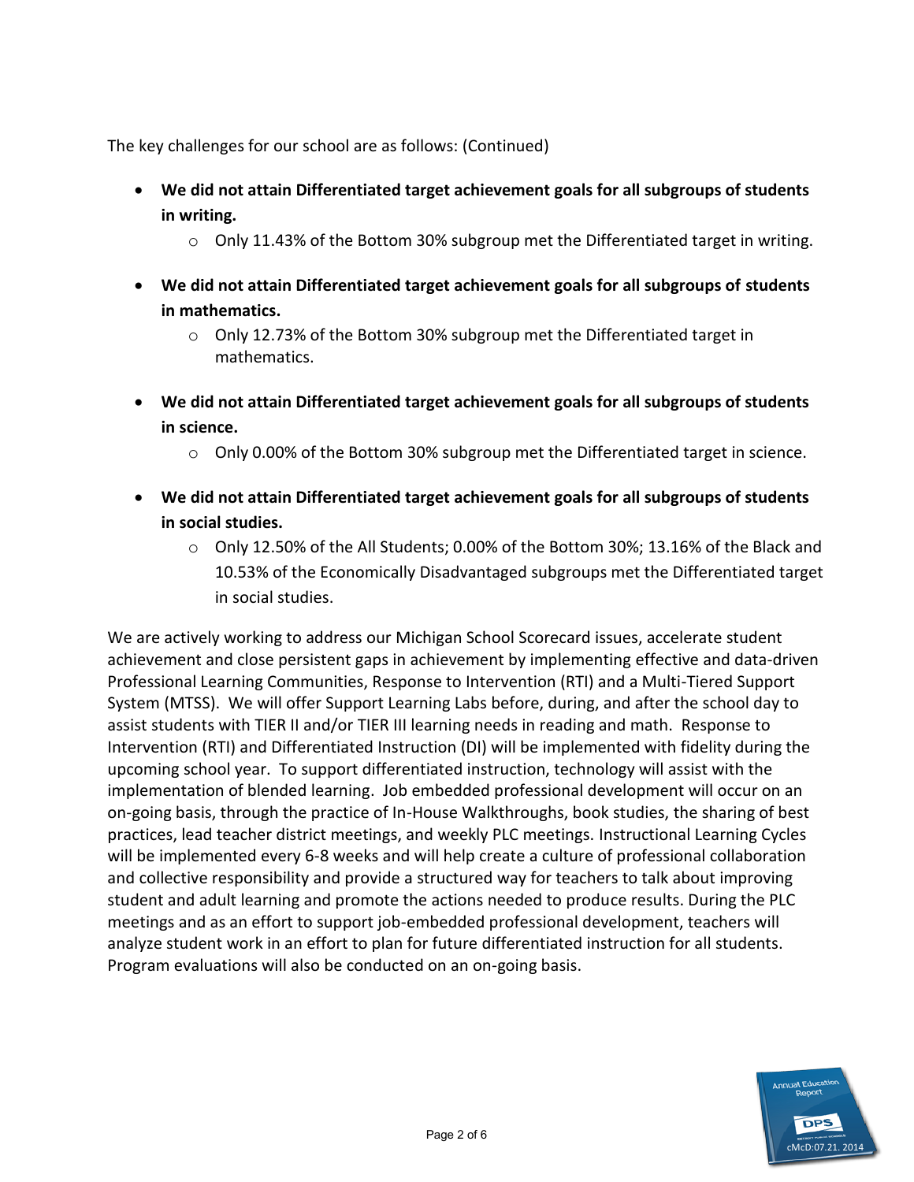The key challenges for our school are as follows: (Continued)

- **We did not attain Differentiated target achievement goals for all subgroups of students in writing.**
  - Only 11.43% of the Bottom 30% subgroup met the Differentiated target in writing.
- **We did not attain Differentiated target achievement goals for all subgroups of students in mathematics.**
  - Only 12.73% of the Bottom 30% subgroup met the Differentiated target in mathematics.
- **We did not attain Differentiated target achievement goals for all subgroups of students in science.**
  - Only 0.00% of the Bottom 30% subgroup met the Differentiated target in science.
- **We did not attain Differentiated target achievement goals for all subgroups of students in social studies.**
  - Only 12.50% of the All Students; 0.00% of the Bottom 30%; 13.16% of the Black and 10.53% of the Economically Disadvantaged subgroups met the Differentiated target in social studies.

We are actively working to address our Michigan School Scorecard issues, accelerate student achievement and close persistent gaps in achievement by implementing effective and data-driven Professional Learning Communities, Response to Intervention (RTI) and a Multi-Tiered Support System (MTSS). We will offer Support Learning Labs before, during, and after the school day to assist students with TIER II and/or TIER III learning needs in reading and math. Response to Intervention (RTI) and Differentiated Instruction (DI) will be implemented with fidelity during the upcoming school year. To support differentiated instruction, technology will assist with the implementation of blended learning. Job embedded professional development will occur on an on-going basis, through the practice of In-House Walkthroughs, book studies, the sharing of best practices, lead teacher district meetings, and weekly PLC meetings. Instructional Learning Cycles will be implemented every 6-8 weeks and will help create a culture of professional collaboration and collective responsibility and provide a structured way for teachers to talk about improving student and adult learning and promote the actions needed to produce results. During the PLC meetings and as an effort to support job-embedded professional development, teachers will analyze student work in an effort to plan for future differentiated instruction for all students. Program evaluations will also be conducted on an on-going basis.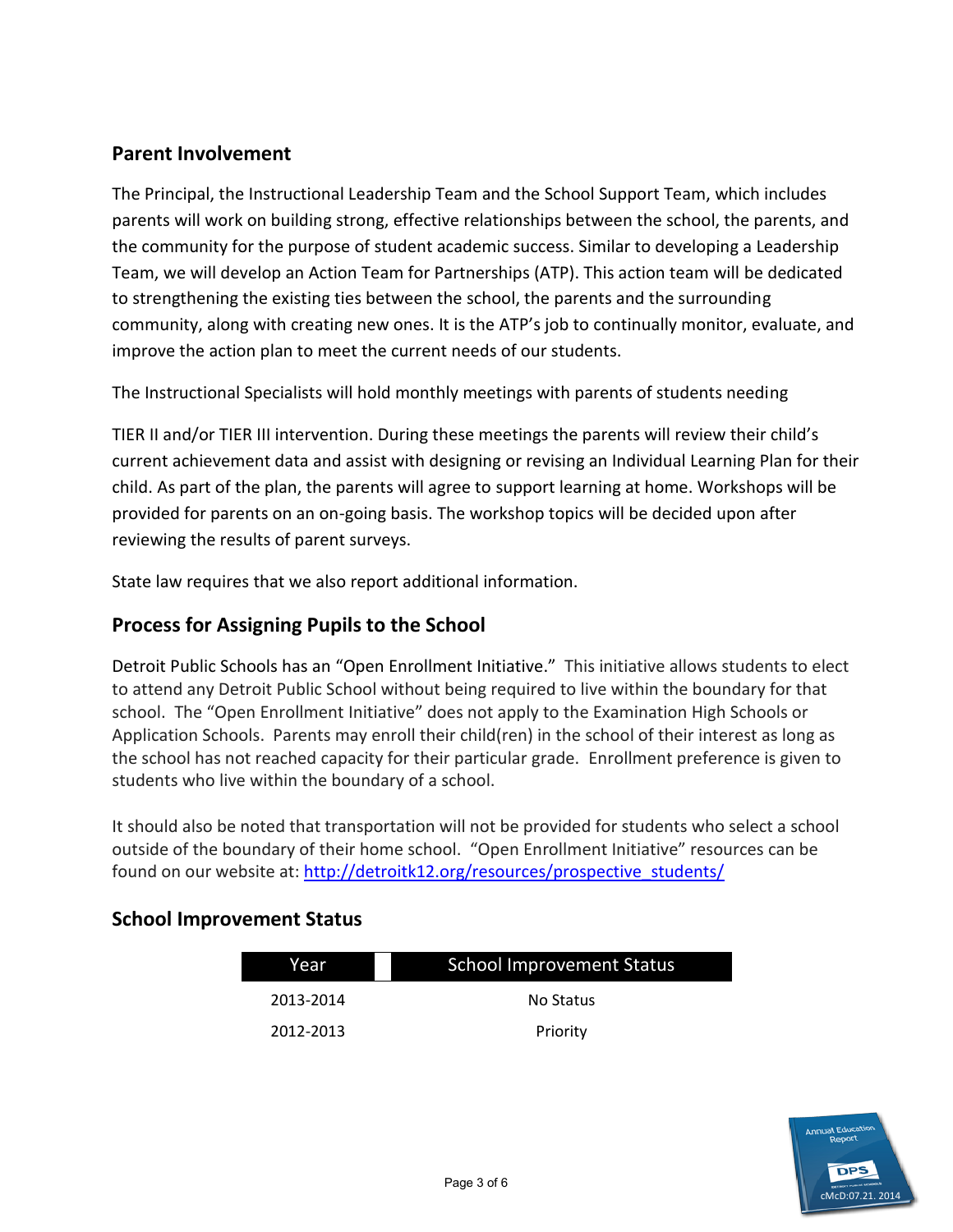## Parent Involvement

The Principal, the Instructional Leadership Team and the School Support Team, which includes parents will work on building strong, effective relationships between the school, the parents, and the community for the purpose of student academic success. Similar to developing a Leadership Team, we will develop an Action Team for Partnerships (ATP). This action team will be dedicated to strengthening the existing ties between the school, the parents and the surrounding community, along with creating new ones. It is the ATP's job to continually monitor, evaluate, and improve the action plan to meet the current needs of our students.

The Instructional Specialists will hold monthly meetings with parents of students needing

TIER II and/or TIER III intervention. During these meetings the parents will review their child's current achievement data and assist with designing or revising an Individual Learning Plan for their child. As part of the plan, the parents will agree to support learning at home. Workshops will be provided for parents on an on-going basis. The workshop topics will be decided upon after reviewing the results of parent surveys.

State law requires that we also report additional information.

## Process for Assigning Pupils to the School

Detroit Public Schools has an "Open Enrollment Initiative." This initiative allows students to elect to attend any Detroit Public School without being required to live within the boundary for that school. The "Open Enrollment Initiative" does not apply to the Examination High Schools or Application Schools. Parents may enroll their child(ren) in the school of their interest as long as the school has not reached capacity for their particular grade. Enrollment preference is given to students who live within the boundary of a school.

It should also be noted that transportation will not be provided for students who select a school outside of the boundary of their home school. "Open Enrollment Initiative" resources can be found on our website at: http://detroitk12.org/resources/prospective_students/

## School Improvement Status

| Year | School Improvement Status |
|---|---|
| 2013-2014 | No Status |
| 2012-2013 | Priority |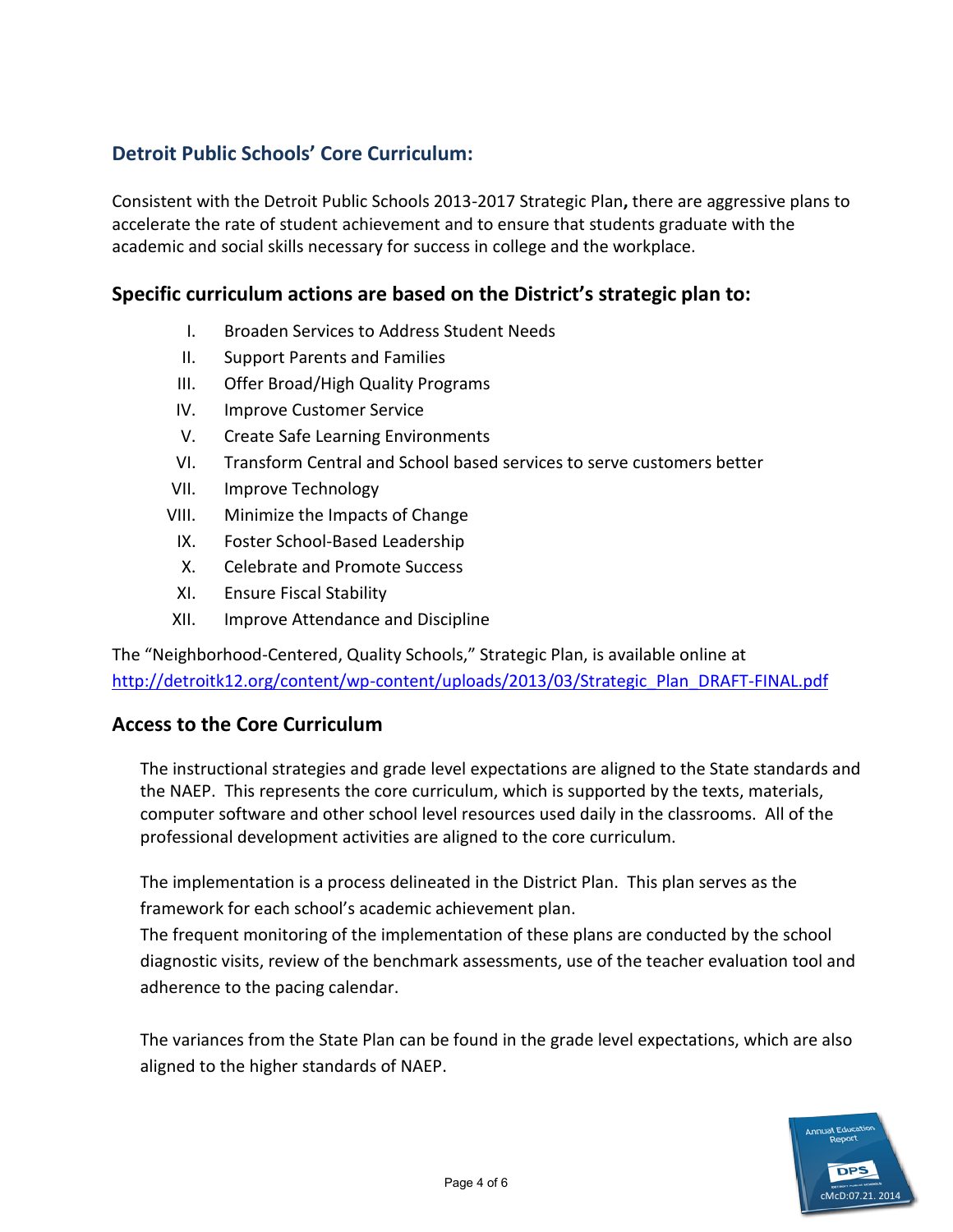## Detroit Public Schools' Core Curriculum:

Consistent with the Detroit Public Schools 2013-2017 Strategic Plan**,** there are aggressive plans to accelerate the rate of student achievement and to ensure that students graduate with the academic and social skills necessary for success in college and the workplace.

### Specific curriculum actions are based on the District's strategic plan to:

I. Broaden Services to Address Student Needs
II. Support Parents and Families
III. Offer Broad/High Quality Programs
IV. Improve Customer Service
V. Create Safe Learning Environments
VI. Transform Central and School based services to serve customers better
VII. Improve Technology
VIII. Minimize the Impacts of Change
IX. Foster School-Based Leadership
X. Celebrate and Promote Success
XI. Ensure Fiscal Stability
XII. Improve Attendance and Discipline

The "Neighborhood-Centered, Quality Schools," Strategic Plan, is available online at http://detroitk12.org/content/wp-content/uploads/2013/03/Strategic_Plan_DRAFT-FINAL.pdf

### Access to the Core Curriculum

The instructional strategies and grade level expectations are aligned to the State standards and the NAEP. This represents the core curriculum, which is supported by the texts, materials, computer software and other school level resources used daily in the classrooms. All of the professional development activities are aligned to the core curriculum.

The implementation is a process delineated in the District Plan. This plan serves as the framework for each school's academic achievement plan.
The frequent monitoring of the implementation of these plans are conducted by the school diagnostic visits, review of the benchmark assessments, use of the teacher evaluation tool and adherence to the pacing calendar.

The variances from the State Plan can be found in the grade level expectations, which are also aligned to the higher standards of NAEP.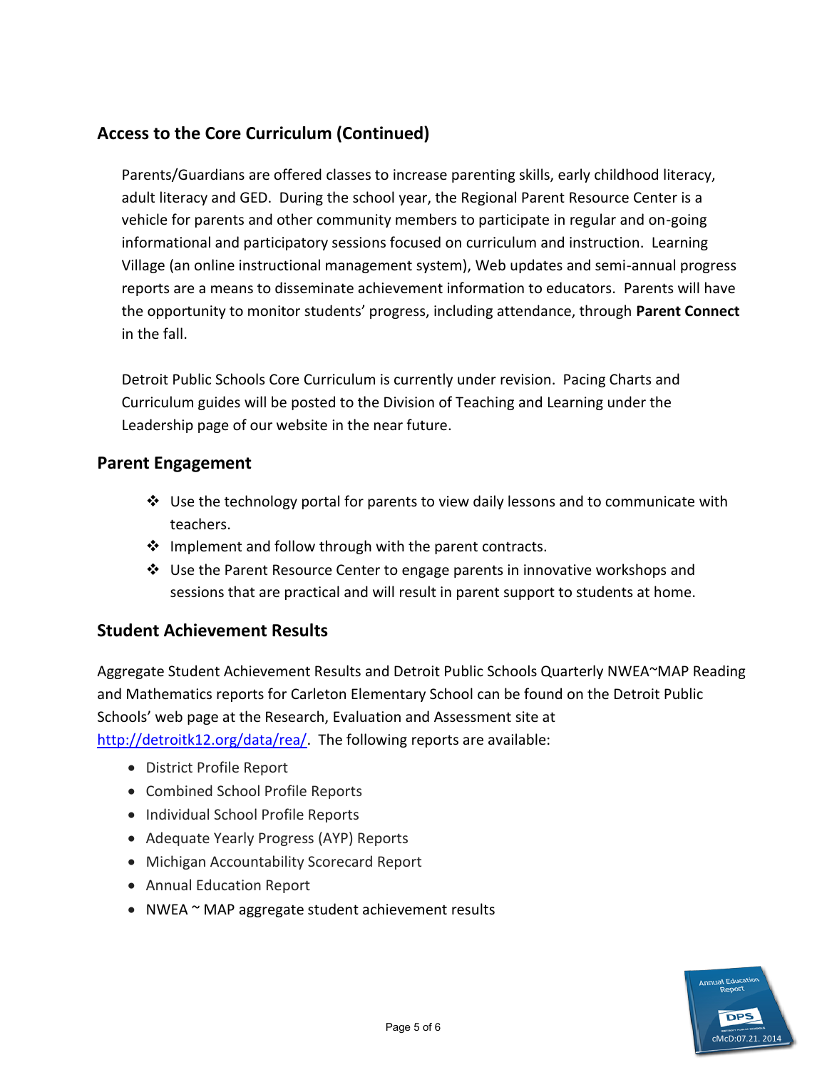## Access to the Core Curriculum (Continued)

Parents/Guardians are offered classes to increase parenting skills, early childhood literacy, adult literacy and GED. During the school year, the Regional Parent Resource Center is a vehicle for parents and other community members to participate in regular and on-going informational and participatory sessions focused on curriculum and instruction. Learning Village (an online instructional management system), Web updates and semi-annual progress reports are a means to disseminate achievement information to educators. Parents will have the opportunity to monitor students' progress, including attendance, through **Parent Connect** in the fall.

Detroit Public Schools Core Curriculum is currently under revision. Pacing Charts and Curriculum guides will be posted to the Division of Teaching and Learning under the Leadership page of our website in the near future.

## Parent Engagement

- Use the technology portal for parents to view daily lessons and to communicate with teachers.
- Implement and follow through with the parent contracts.
- Use the Parent Resource Center to engage parents in innovative workshops and sessions that are practical and will result in parent support to students at home.

## Student Achievement Results

Aggregate Student Achievement Results and Detroit Public Schools Quarterly NWEA~MAP Reading and Mathematics reports for Carleton Elementary School can be found on the Detroit Public Schools' web page at the Research, Evaluation and Assessment site at http://detroitk12.org/data/rea/. The following reports are available:

- District Profile Report
- Combined School Profile Reports
- Individual School Profile Reports
- Adequate Yearly Progress (AYP) Reports
- Michigan Accountability Scorecard Report
- Annual Education Report
- NWEA ~ MAP aggregate student achievement results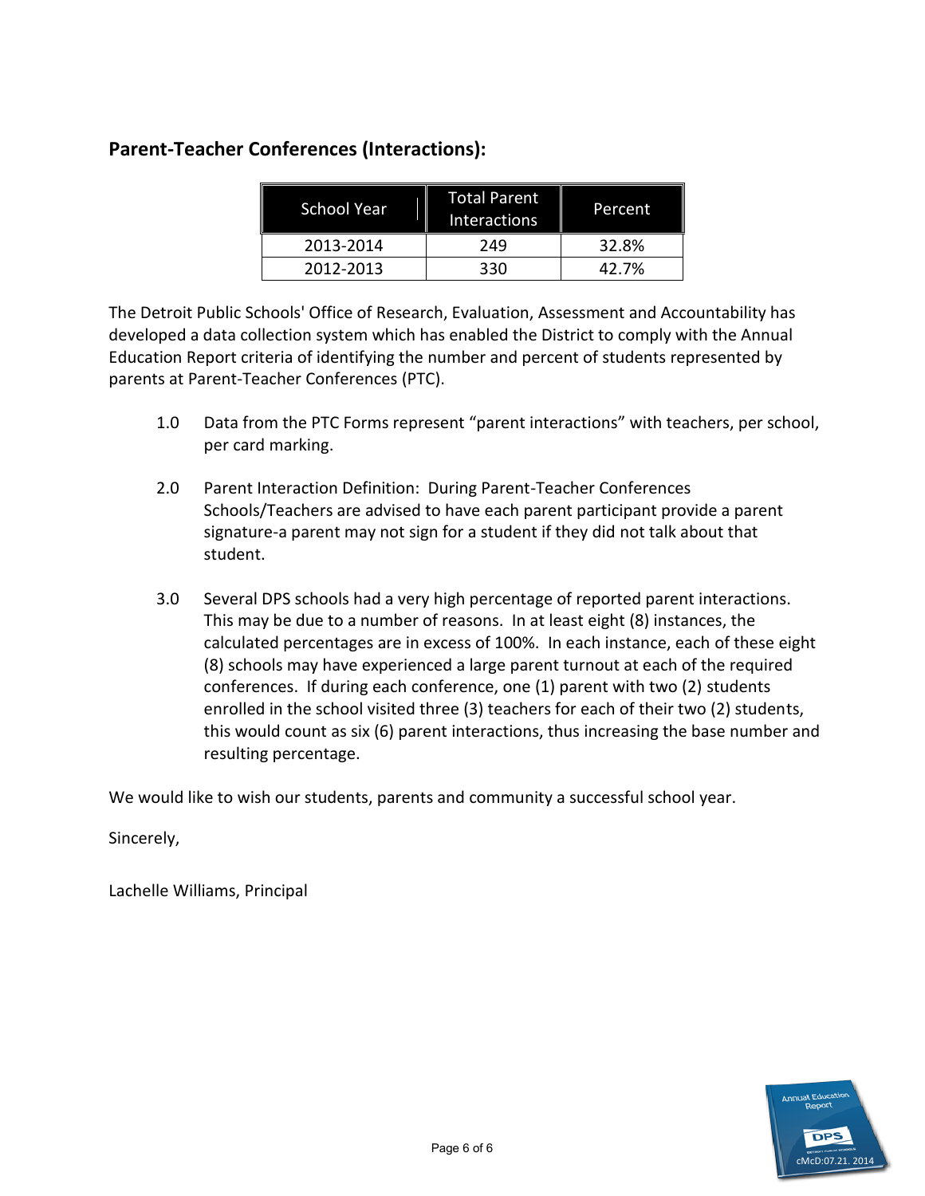## Parent-Teacher Conferences (Interactions):

| School Year | Total Parent Interactions | Percent |
|---|---|---|
| 2013-2014 | 249 | 32.8% |
| 2012-2013 | 330 | 42.7% |

The Detroit Public Schools' Office of Research, Evaluation, Assessment and Accountability has developed a data collection system which has enabled the District to comply with the Annual Education Report criteria of identifying the number and percent of students represented by parents at Parent-Teacher Conferences (PTC).

1.0 Data from the PTC Forms represent "parent interactions" with teachers, per school, per card marking.

2.0 Parent Interaction Definition: During Parent-Teacher Conferences Schools/Teachers are advised to have each parent participant provide a parent signature-a parent may not sign for a student if they did not talk about that student.

3.0 Several DPS schools had a very high percentage of reported parent interactions. This may be due to a number of reasons. In at least eight (8) instances, the calculated percentages are in excess of 100%. In each instance, each of these eight (8) schools may have experienced a large parent turnout at each of the required conferences. If during each conference, one (1) parent with two (2) students enrolled in the school visited three (3) teachers for each of their two (2) students, this would count as six (6) parent interactions, thus increasing the base number and resulting percentage.

We would like to wish our students, parents and community a successful school year.

Sincerely,

Lachelle Williams, Principal